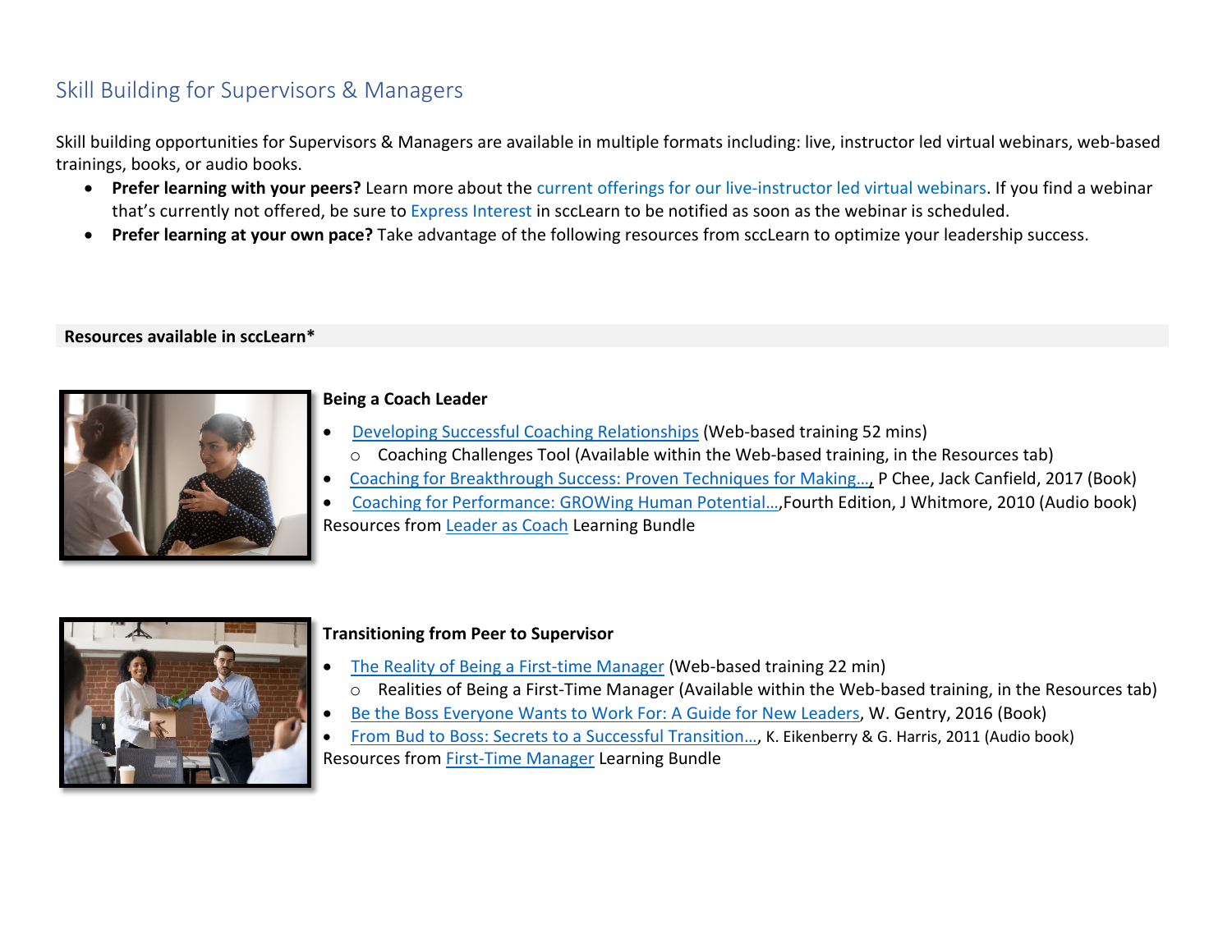# Skill Building for Supervisors & Managers

Skill building opportunities for Supervisors & Managers are available in multiple formats including: live, instructor led virtual webinars, web-based trainings, books, or audio books.

- **Prefer learning with your peers?** Learn more about the current offerings for our live-instructor led virtual webinars. If you find a webinar that's currently not offered, be sure to Express Interest in sccLearn to be notified as soon as the webinar is scheduled.
- **Prefer learning at your own pace?** Take advantage of the following resources from sccLearn to optimize your leadership success.

**Resources available in sccLearn***

**Being a Coach Leader**

- Developing Successful Coaching Relationships (Web-based training 52 mins)
  - Coaching Challenges Tool (Available within the Web-based training, in the Resources tab)
- Coaching for Breakthrough Success: Proven Techniques for Making…, P Chee, Jack Canfield, 2017 (Book)
- Coaching for Performance: GROWing Human Potential…,Fourth Edition, J Whitmore, 2010 (Audio book)

Resources from Leader as Coach Learning Bundle

**Transitioning from Peer to Supervisor**

- The Reality of Being a First-time Manager (Web-based training 22 min)
  - Realities of Being a First-Time Manager (Available within the Web-based training, in the Resources tab)
- Be the Boss Everyone Wants to Work For: A Guide for New Leaders, W. Gentry, 2016 (Book)
- From Bud to Boss: Secrets to a Successful Transition…, K. Eikenberry & G. Harris, 2011 (Audio book)

Resources from First-Time Manager Learning Bundle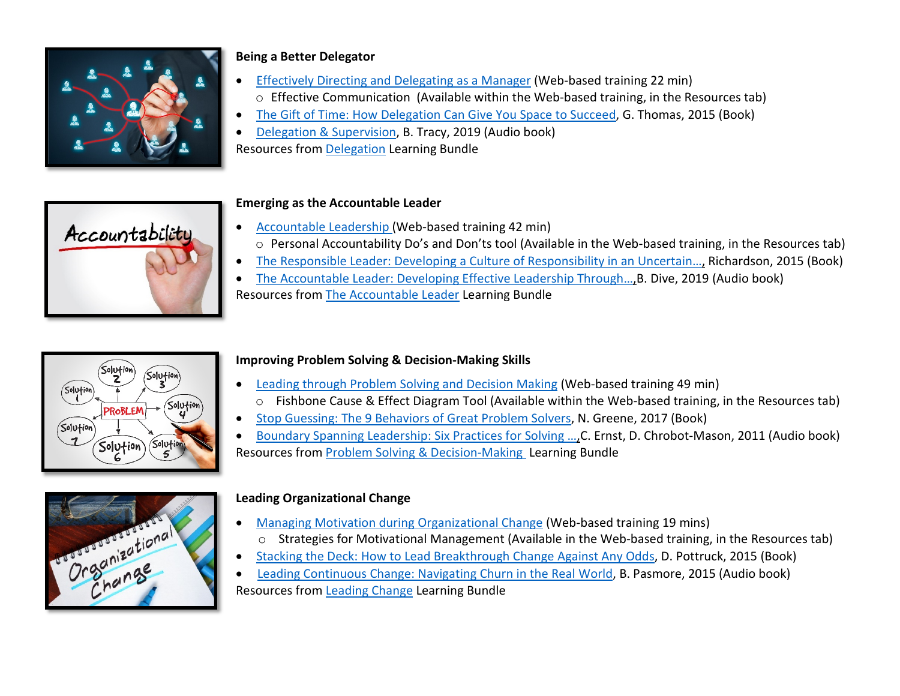**Being a Better Delegator**

- Effectively Directing and Delegating as a Manager (Web-based training 22 min)
  - Effective Communication (Available within the Web-based training, in the Resources tab)
- The Gift of Time: How Delegation Can Give You Space to Succeed, G. Thomas, 2015 (Book)
- Delegation & Supervision, B. Tracy, 2019 (Audio book)

Resources from Delegation Learning Bundle

**Emerging as the Accountable Leader**

- Accountable Leadership (Web-based training 42 min)
  - Personal Accountability Do's and Don'ts tool (Available in the Web-based training, in the Resources tab)
- The Responsible Leader: Developing a Culture of Responsibility in an Uncertain…, Richardson, 2015 (Book)
- The Accountable Leader: Developing Effective Leadership Through…, B. Dive, 2019 (Audio book)

Resources from The Accountable Leader Learning Bundle

**Improving Problem Solving & Decision-Making Skills**

- Leading through Problem Solving and Decision Making (Web-based training 49 min)
  - Fishbone Cause & Effect Diagram Tool (Available within the Web-based training, in the Resources tab)
- Stop Guessing: The 9 Behaviors of Great Problem Solvers, N. Greene, 2017 (Book)
- Boundary Spanning Leadership: Six Practices for Solving …, C. Ernst, D. Chrobot-Mason, 2011 (Audio book)

Resources from Problem Solving & Decision-Making Learning Bundle

**Leading Organizational Change**

- Managing Motivation during Organizational Change (Web-based training 19 mins)
  - Strategies for Motivational Management (Available in the Web-based training, in the Resources tab)
- Stacking the Deck: How to Lead Breakthrough Change Against Any Odds, D. Pottruck, 2015 (Book)
- Leading Continuous Change: Navigating Churn in the Real World, B. Pasmore, 2015 (Audio book)

Resources from Leading Change Learning Bundle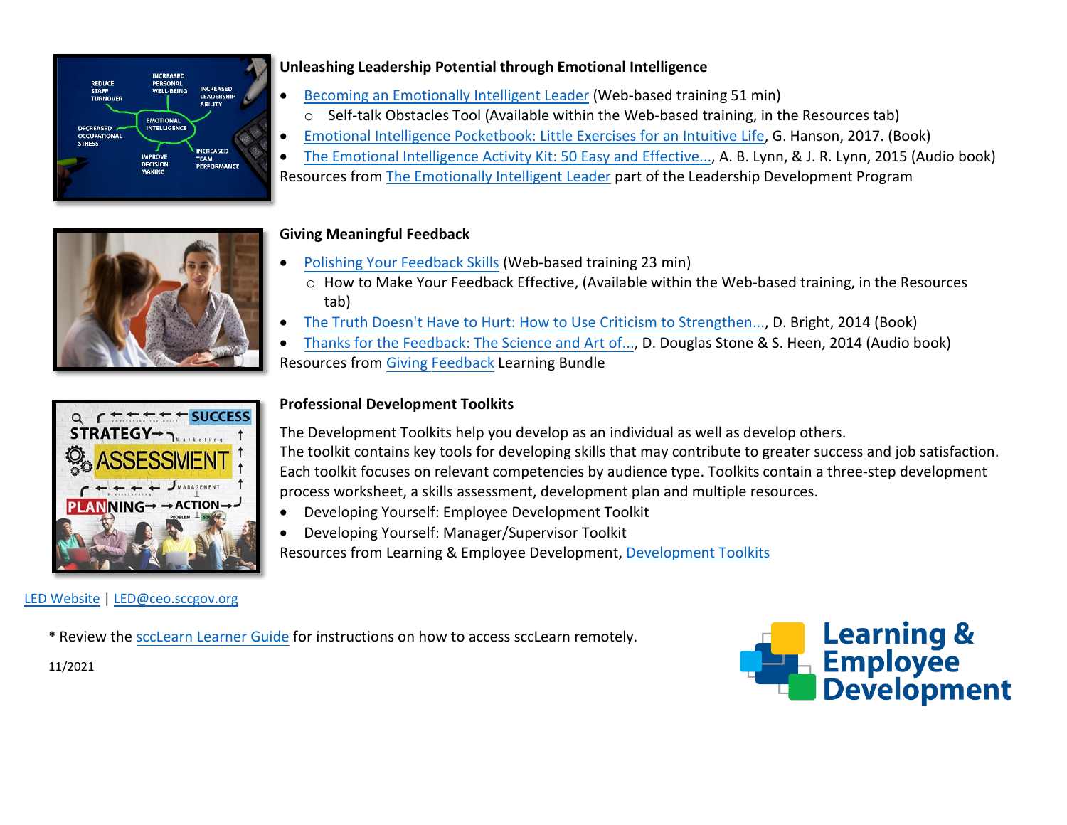### Unleashing Leadership Potential through Emotional Intelligence

- Becoming an Emotionally Intelligent Leader (Web-based training 51 min)
    - Self-talk Obstacles Tool (Available within the Web-based training, in the Resources tab)
- Emotional Intelligence Pocketbook: Little Exercises for an Intuitive Life, G. Hanson, 2017. (Book)
- The Emotional Intelligence Activity Kit: 50 Easy and Effective..., A. B. Lynn, & J. R. Lynn, 2015 (Audio book)

Resources from The Emotionally Intelligent Leader part of the Leadership Development Program

### Giving Meaningful Feedback

- Polishing Your Feedback Skills (Web-based training 23 min)
    - How to Make Your Feedback Effective, (Available within the Web-based training, in the Resources tab)
- The Truth Doesn't Have to Hurt: How to Use Criticism to Strengthen..., D. Bright, 2014 (Book)
- Thanks for the Feedback: The Science and Art of..., D. Douglas Stone & S. Heen, 2014 (Audio book)

Resources from Giving Feedback Learning Bundle

### Professional Development Toolkits

The Development Toolkits help you develop as an individual as well as develop others.
The toolkit contains key tools for developing skills that may contribute to greater success and job satisfaction. Each toolkit focuses on relevant competencies by audience type. Toolkits contain a three-step development process worksheet, a skills assessment, development plan and multiple resources.

- Developing Yourself: Employee Development Toolkit
- Developing Yourself: Manager/Supervisor Toolkit

Resources from Learning & Employee Development, Development Toolkits

LED Website | LED@ceo.sccgov.org

* Review the sccLearn Learner Guide for instructions on how to access sccLearn remotely.

11/2021

Learning & Employee Development